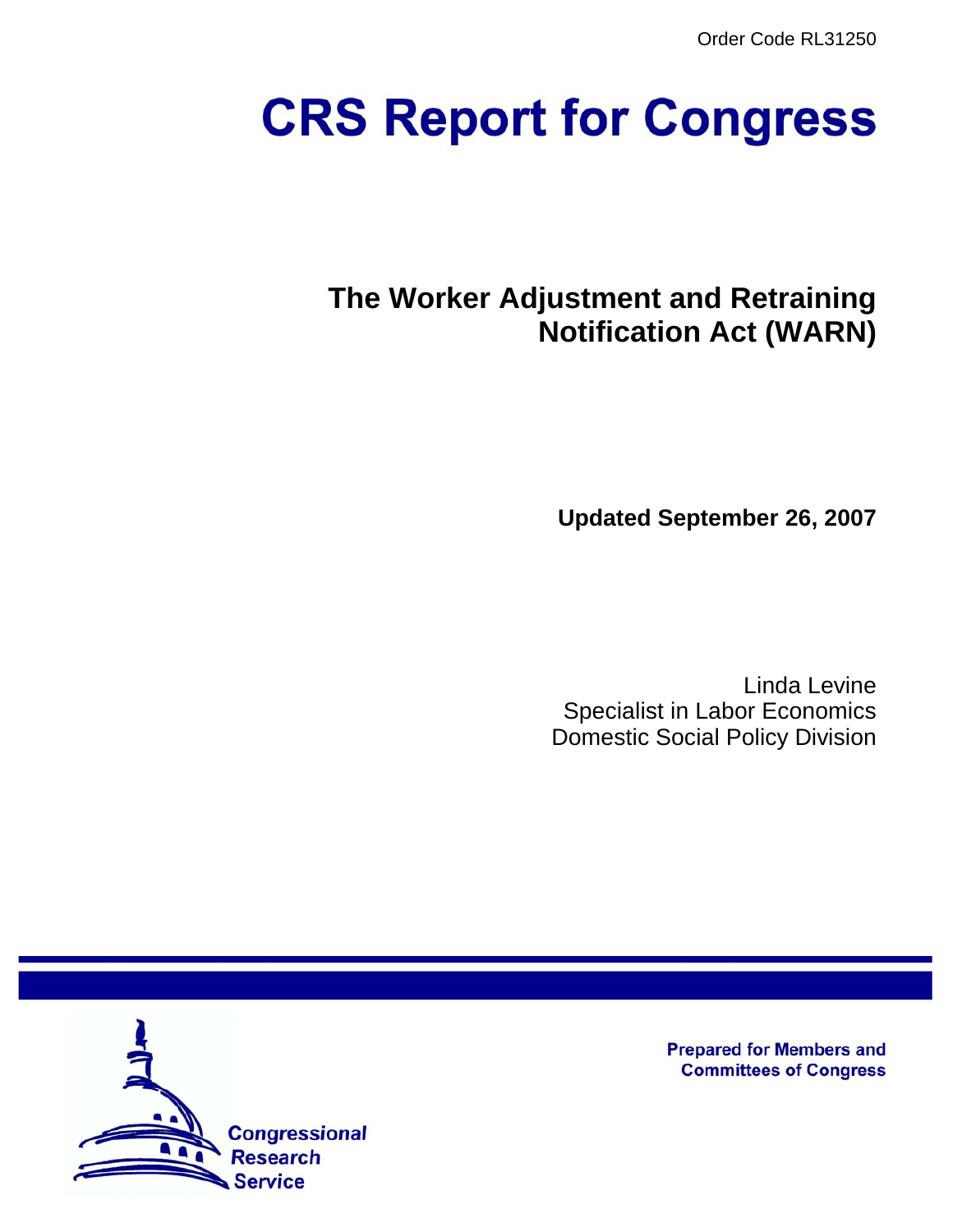Order Code RL31250

# CRS Report for Congress

## The Worker Adjustment and Retraining Notification Act (WARN)

**Updated September 26, 2007**

Linda Levine
Specialist in Labor Economics
Domestic Social Policy Division

Prepared for Members and Committees of Congress

Congressional Research Service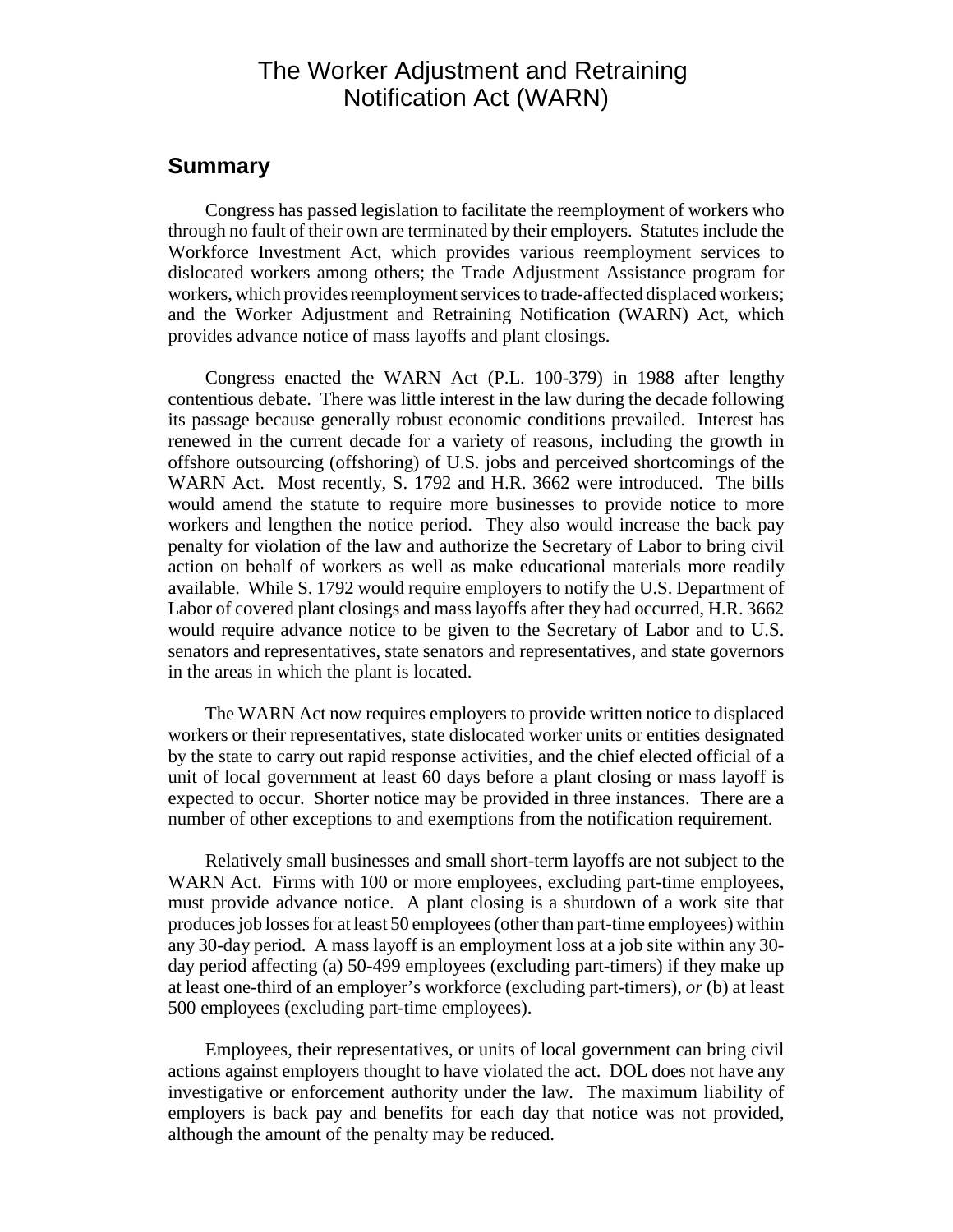# The Worker Adjustment and Retraining Notification Act (WARN)

## Summary

Congress has passed legislation to facilitate the reemployment of workers who through no fault of their own are terminated by their employers. Statutes include the Workforce Investment Act, which provides various reemployment services to dislocated workers among others; the Trade Adjustment Assistance program for workers, which provides reemployment services to trade-affected displaced workers; and the Worker Adjustment and Retraining Notification (WARN) Act, which provides advance notice of mass layoffs and plant closings.

Congress enacted the WARN Act (P.L. 100-379) in 1988 after lengthy contentious debate. There was little interest in the law during the decade following its passage because generally robust economic conditions prevailed. Interest has renewed in the current decade for a variety of reasons, including the growth in offshore outsourcing (offshoring) of U.S. jobs and perceived shortcomings of the WARN Act. Most recently, S. 1792 and H.R. 3662 were introduced. The bills would amend the statute to require more businesses to provide notice to more workers and lengthen the notice period. They also would increase the back pay penalty for violation of the law and authorize the Secretary of Labor to bring civil action on behalf of workers as well as make educational materials more readily available. While S. 1792 would require employers to notify the U.S. Department of Labor of covered plant closings and mass layoffs after they had occurred, H.R. 3662 would require advance notice to be given to the Secretary of Labor and to U.S. senators and representatives, state senators and representatives, and state governors in the areas in which the plant is located.

The WARN Act now requires employers to provide written notice to displaced workers or their representatives, state dislocated worker units or entities designated by the state to carry out rapid response activities, and the chief elected official of a unit of local government at least 60 days before a plant closing or mass layoff is expected to occur. Shorter notice may be provided in three instances. There are a number of other exceptions to and exemptions from the notification requirement.

Relatively small businesses and small short-term layoffs are not subject to the WARN Act. Firms with 100 or more employees, excluding part-time employees, must provide advance notice. A plant closing is a shutdown of a work site that produces job losses for at least 50 employees (other than part-time employees) within any 30-day period. A mass layoff is an employment loss at a job site within any 30-day period affecting (a) 50-499 employees (excluding part-timers) if they make up at least one-third of an employer's workforce (excluding part-timers), *or* (b) at least 500 employees (excluding part-time employees).

Employees, their representatives, or units of local government can bring civil actions against employers thought to have violated the act. DOL does not have any investigative or enforcement authority under the law. The maximum liability of employers is back pay and benefits for each day that notice was not provided, although the amount of the penalty may be reduced.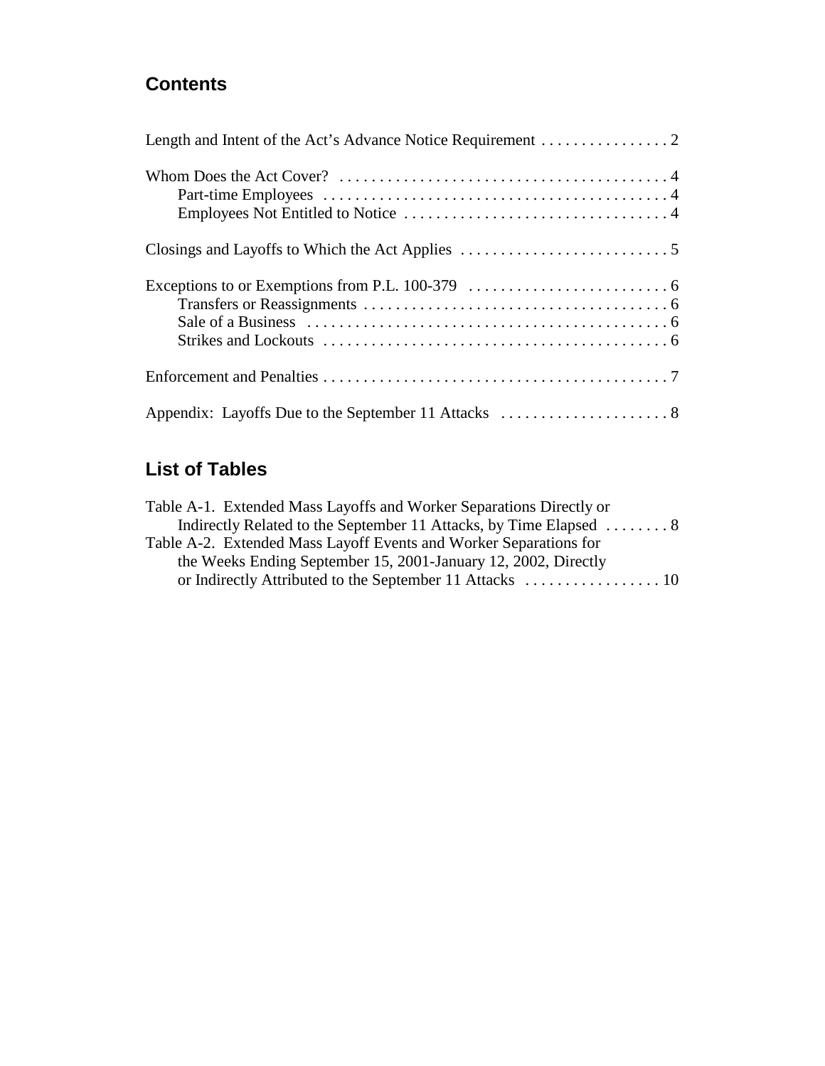## Contents

Length and Intent of the Act's Advance Notice Requirement . . . . . . . . . . . . . . . . 2

Whom Does the Act Cover? . . . . . . . . . . . . . . . . . . . . . . . . . . . . . . . . . . . . . . . . . 4
- Part-time Employees . . . . . . . . . . . . . . . . . . . . . . . . . . . . . . . . . . . . . . . . . . . 4
- Employees Not Entitled to Notice . . . . . . . . . . . . . . . . . . . . . . . . . . . . . . . . . 4

Closings and Layoffs to Which the Act Applies . . . . . . . . . . . . . . . . . . . . . . . . . . 5

Exceptions to or Exemptions from P.L. 100-379 . . . . . . . . . . . . . . . . . . . . . . . . . 6
- Transfers or Reassignments . . . . . . . . . . . . . . . . . . . . . . . . . . . . . . . . . . . . . . 6
- Sale of a Business . . . . . . . . . . . . . . . . . . . . . . . . . . . . . . . . . . . . . . . . . . . . . 6
- Strikes and Lockouts . . . . . . . . . . . . . . . . . . . . . . . . . . . . . . . . . . . . . . . . . . . 6

Enforcement and Penalties . . . . . . . . . . . . . . . . . . . . . . . . . . . . . . . . . . . . . . . . . . . 7

Appendix: Layoffs Due to the September 11 Attacks . . . . . . . . . . . . . . . . . . . . . 8

## List of Tables

Table A-1. Extended Mass Layoffs and Worker Separations Directly or Indirectly Related to the September 11 Attacks, by Time Elapsed . . . . . . . . 8

Table A-2. Extended Mass Layoff Events and Worker Separations for the Weeks Ending September 15, 2001-January 12, 2002, Directly or Indirectly Attributed to the September 11 Attacks . . . . . . . . . . . . . . . . . 10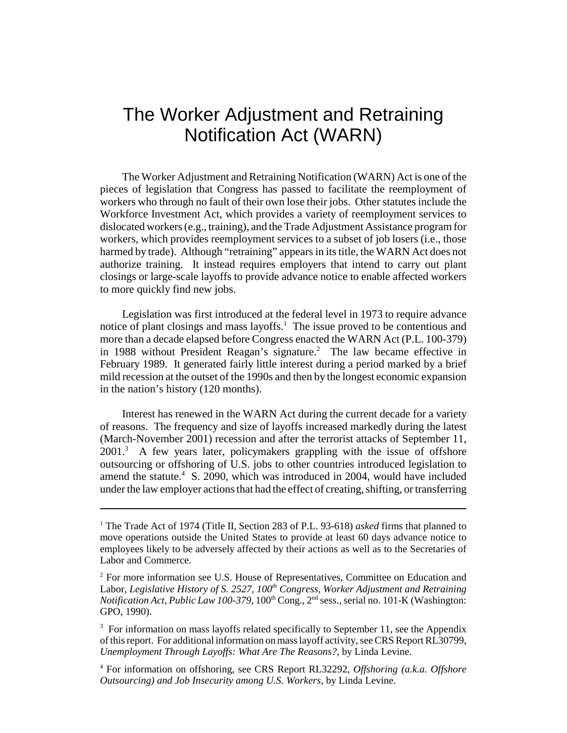# The Worker Adjustment and Retraining Notification Act (WARN)

The Worker Adjustment and Retraining Notification (WARN) Act is one of the pieces of legislation that Congress has passed to facilitate the reemployment of workers who through no fault of their own lose their jobs. Other statutes include the Workforce Investment Act, which provides a variety of reemployment services to dislocated workers (e.g., training), and the Trade Adjustment Assistance program for workers, which provides reemployment services to a subset of job losers (i.e., those harmed by trade). Although "retraining" appears in its title, the WARN Act does not authorize training. It instead requires employers that intend to carry out plant closings or large-scale layoffs to provide advance notice to enable affected workers to more quickly find new jobs.

Legislation was first introduced at the federal level in 1973 to require advance notice of plant closings and mass layoffs.[1] The issue proved to be contentious and more than a decade elapsed before Congress enacted the WARN Act (P.L. 100-379) in 1988 without President Reagan's signature.[2] The law became effective in February 1989. It generated fairly little interest during a period marked by a brief mild recession at the outset of the 1990s and then by the longest economic expansion in the nation's history (120 months).

Interest has renewed in the WARN Act during the current decade for a variety of reasons. The frequency and size of layoffs increased markedly during the latest (March-November 2001) recession and after the terrorist attacks of September 11, 2001.[3] A few years later, policymakers grappling with the issue of offshore outsourcing or offshoring of U.S. jobs to other countries introduced legislation to amend the statute.[4] S. 2090, which was introduced in 2004, would have included under the law employer actions that had the effect of creating, shifting, or transferring

---

[1] The Trade Act of 1974 (Title II, Section 283 of P.L. 93-618) *asked* firms that planned to move operations outside the United States to provide at least 60 days advance notice to employees likely to be adversely affected by their actions as well as to the Secretaries of Labor and Commerce.

[2] For more information see U.S. House of Representatives, Committee on Education and Labor, *Legislative History of S. 2527, 100th Congress, Worker Adjustment and Retraining Notification Act, Public Law 100-379*, 100th Cong., 2nd sess., serial no. 101-K (Washington: GPO, 1990).

[3] For information on mass layoffs related specifically to September 11, see the Appendix of this report. For additional information on mass layoff activity, see CRS Report RL30799, *Unemployment Through Layoffs: What Are The Reasons?*, by Linda Levine.

[4] For information on offshoring, see CRS Report RL32292, *Offshoring (a.k.a. Offshore Outsourcing) and Job Insecurity among U.S. Workers*, by Linda Levine.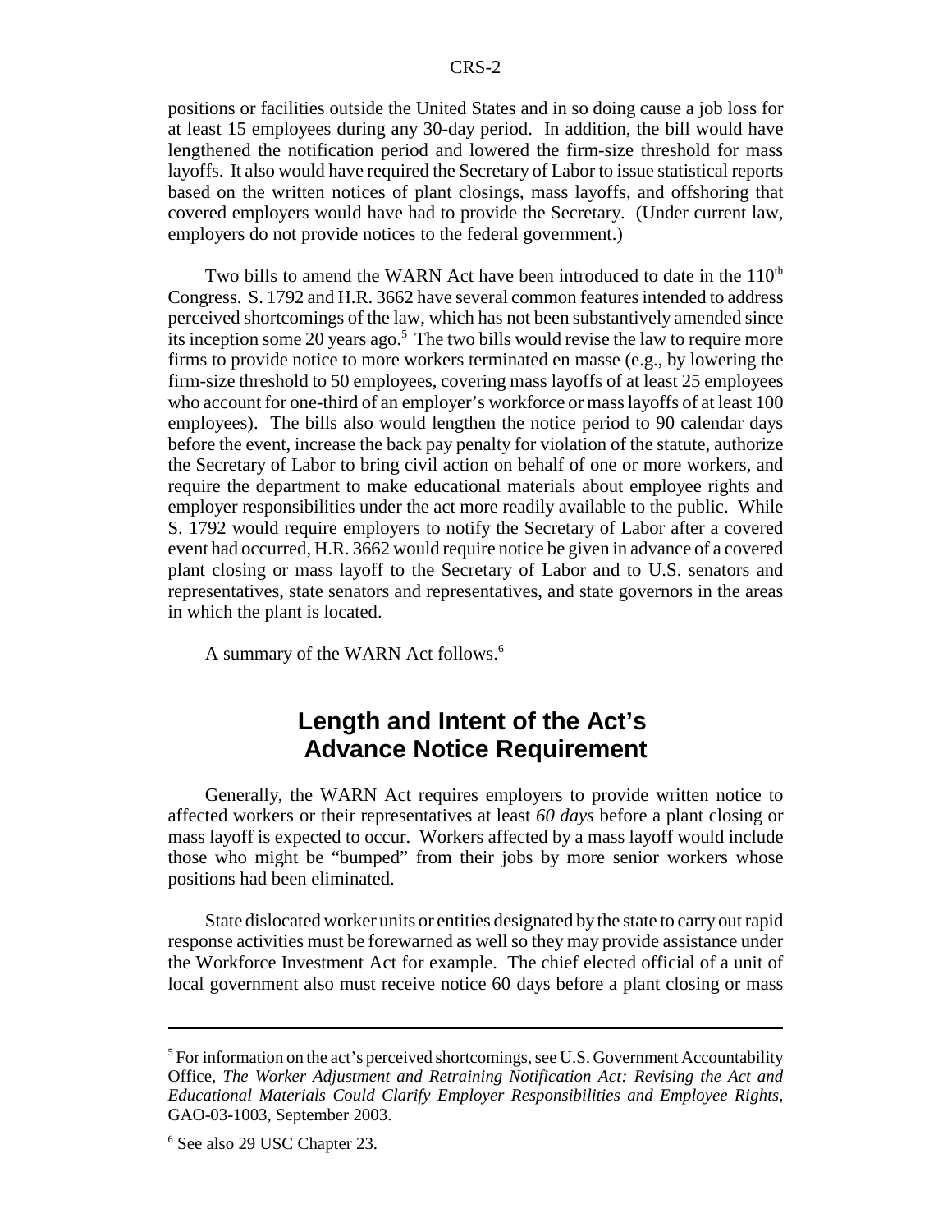positions or facilities outside the United States and in so doing cause a job loss for at least 15 employees during any 30-day period. In addition, the bill would have lengthened the notification period and lowered the firm-size threshold for mass layoffs. It also would have required the Secretary of Labor to issue statistical reports based on the written notices of plant closings, mass layoffs, and offshoring that covered employers would have had to provide the Secretary. (Under current law, employers do not provide notices to the federal government.)

Two bills to amend the WARN Act have been introduced to date in the 110th Congress. S. 1792 and H.R. 3662 have several common features intended to address perceived shortcomings of the law, which has not been substantively amended since its inception some 20 years ago.[5] The two bills would revise the law to require more firms to provide notice to more workers terminated en masse (e.g., by lowering the firm-size threshold to 50 employees, covering mass layoffs of at least 25 employees who account for one-third of an employer's workforce or mass layoffs of at least 100 employees). The bills also would lengthen the notice period to 90 calendar days before the event, increase the back pay penalty for violation of the statute, authorize the Secretary of Labor to bring civil action on behalf of one or more workers, and require the department to make educational materials about employee rights and employer responsibilities under the act more readily available to the public. While S. 1792 would require employers to notify the Secretary of Labor after a covered event had occurred, H.R. 3662 would require notice be given in advance of a covered plant closing or mass layoff to the Secretary of Labor and to U.S. senators and representatives, state senators and representatives, and state governors in the areas in which the plant is located.

A summary of the WARN Act follows.[6]

## Length and Intent of the Act's Advance Notice Requirement

Generally, the WARN Act requires employers to provide written notice to affected workers or their representatives at least *60 days* before a plant closing or mass layoff is expected to occur. Workers affected by a mass layoff would include those who might be "bumped" from their jobs by more senior workers whose positions had been eliminated.

State dislocated worker units or entities designated by the state to carry out rapid response activities must be forewarned as well so they may provide assistance under the Workforce Investment Act for example. The chief elected official of a unit of local government also must receive notice 60 days before a plant closing or mass

---

[5] For information on the act's perceived shortcomings, see U.S. Government Accountability Office, *The Worker Adjustment and Retraining Notification Act: Revising the Act and Educational Materials Could Clarify Employer Responsibilities and Employee Rights*, GAO-03-1003, September 2003.

[6] See also 29 USC Chapter 23.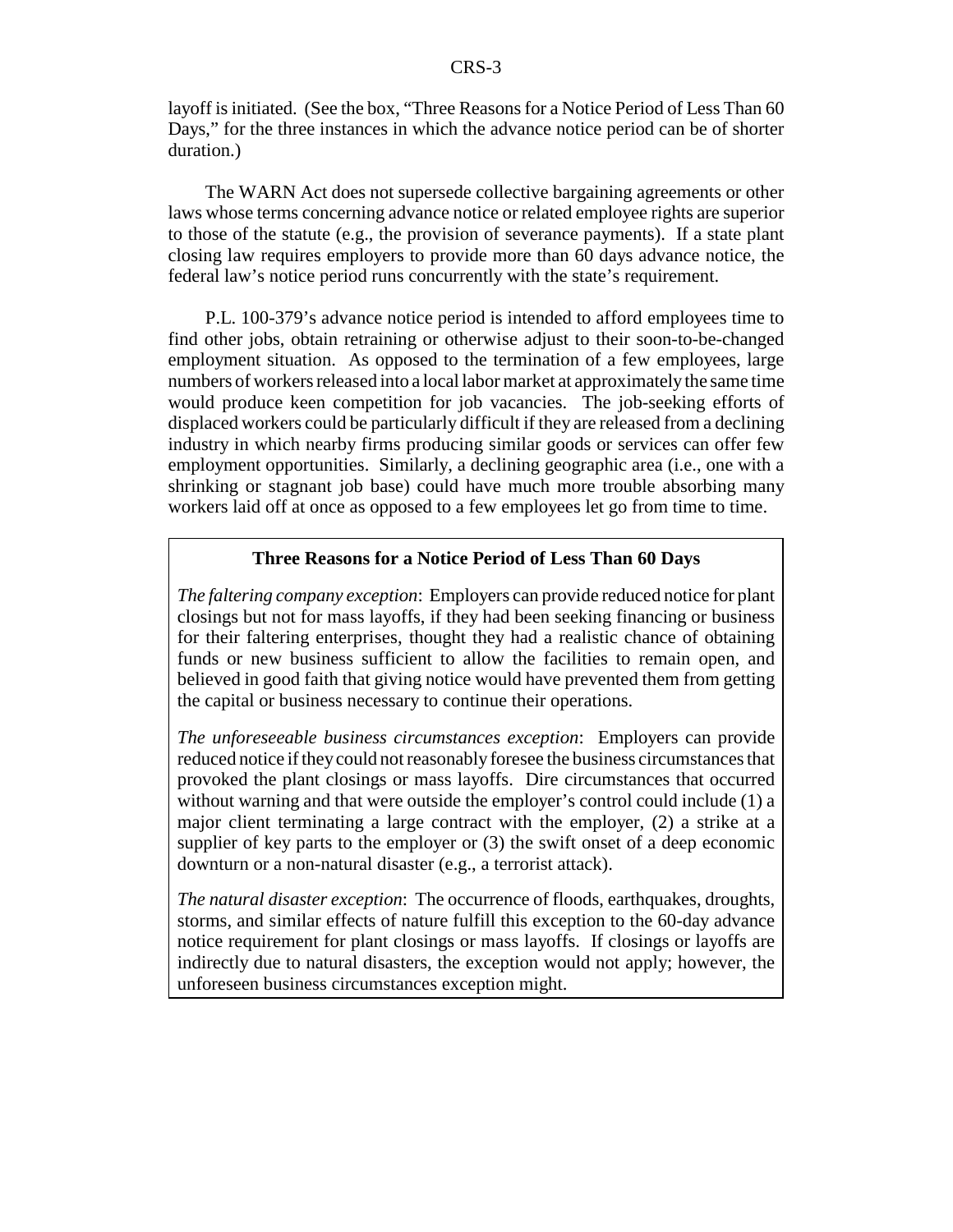layoff is initiated. (See the box, "Three Reasons for a Notice Period of Less Than 60 Days," for the three instances in which the advance notice period can be of shorter duration.)

The WARN Act does not supersede collective bargaining agreements or other laws whose terms concerning advance notice or related employee rights are superior to those of the statute (e.g., the provision of severance payments). If a state plant closing law requires employers to provide more than 60 days advance notice, the federal law's notice period runs concurrently with the state's requirement.

P.L. 100-379's advance notice period is intended to afford employees time to find other jobs, obtain retraining or otherwise adjust to their soon-to-be-changed employment situation. As opposed to the termination of a few employees, large numbers of workers released into a local labor market at approximately the same time would produce keen competition for job vacancies. The job-seeking efforts of displaced workers could be particularly difficult if they are released from a declining industry in which nearby firms producing similar goods or services can offer few employment opportunities. Similarly, a declining geographic area (i.e., one with a shrinking or stagnant job base) could have much more trouble absorbing many workers laid off at once as opposed to a few employees let go from time to time.

**Three Reasons for a Notice Period of Less Than 60 Days**

*The faltering company exception*: Employers can provide reduced notice for plant closings but not for mass layoffs, if they had been seeking financing or business for their faltering enterprises, thought they had a realistic chance of obtaining funds or new business sufficient to allow the facilities to remain open, and believed in good faith that giving notice would have prevented them from getting the capital or business necessary to continue their operations.

*The unforeseeable business circumstances exception*: Employers can provide reduced notice if they could not reasonably foresee the business circumstances that provoked the plant closings or mass layoffs. Dire circumstances that occurred without warning and that were outside the employer's control could include (1) a major client terminating a large contract with the employer, (2) a strike at a supplier of key parts to the employer or (3) the swift onset of a deep economic downturn or a non-natural disaster (e.g., a terrorist attack).

*The natural disaster exception*: The occurrence of floods, earthquakes, droughts, storms, and similar effects of nature fulfill this exception to the 60-day advance notice requirement for plant closings or mass layoffs. If closings or layoffs are indirectly due to natural disasters, the exception would not apply; however, the unforeseen business circumstances exception might.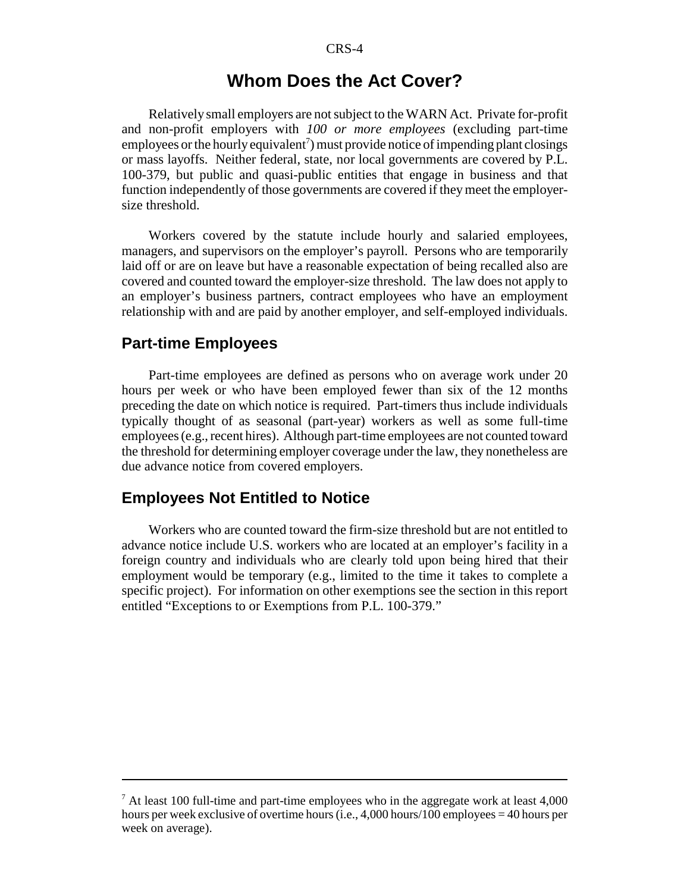# Whom Does the Act Cover?

Relatively small employers are not subject to the WARN Act. Private for-profit and non-profit employers with *100 or more employees* (excluding part-time employees or the hourly equivalent[7]) must provide notice of impending plant closings or mass layoffs. Neither federal, state, nor local governments are covered by P.L. 100-379, but public and quasi-public entities that engage in business and that function independently of those governments are covered if they meet the employer-size threshold.

Workers covered by the statute include hourly and salaried employees, managers, and supervisors on the employer's payroll. Persons who are temporarily laid off or are on leave but have a reasonable expectation of being recalled also are covered and counted toward the employer-size threshold. The law does not apply to an employer's business partners, contract employees who have an employment relationship with and are paid by another employer, and self-employed individuals.

## Part-time Employees

Part-time employees are defined as persons who on average work under 20 hours per week or who have been employed fewer than six of the 12 months preceding the date on which notice is required. Part-timers thus include individuals typically thought of as seasonal (part-year) workers as well as some full-time employees (e.g., recent hires). Although part-time employees are not counted toward the threshold for determining employer coverage under the law, they nonetheless are due advance notice from covered employers.

## Employees Not Entitled to Notice

Workers who are counted toward the firm-size threshold but are not entitled to advance notice include U.S. workers who are located at an employer's facility in a foreign country and individuals who are clearly told upon being hired that their employment would be temporary (e.g., limited to the time it takes to complete a specific project). For information on other exemptions see the section in this report entitled "Exceptions to or Exemptions from P.L. 100-379."

---

[7] At least 100 full-time and part-time employees who in the aggregate work at least 4,000 hours per week exclusive of overtime hours (i.e., 4,000 hours/100 employees = 40 hours per week on average).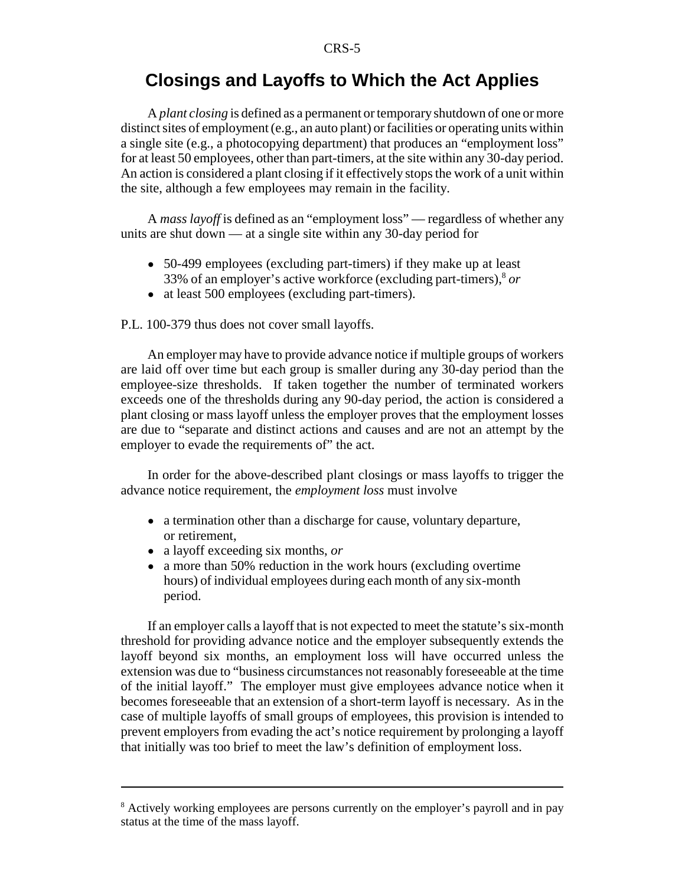## Closings and Layoffs to Which the Act Applies

A *plant closing* is defined as a permanent or temporary shutdown of one or more distinct sites of employment (e.g., an auto plant) or facilities or operating units within a single site (e.g., a photocopying department) that produces an "employment loss" for at least 50 employees, other than part-timers, at the site within any 30-day period. An action is considered a plant closing if it effectively stops the work of a unit within the site, although a few employees may remain in the facility.

A *mass layoff* is defined as an "employment loss" — regardless of whether any units are shut down — at a single site within any 30-day period for

- 50-499 employees (excluding part-timers) if they make up at least 33% of an employer's active workforce (excluding part-timers),[8] *or*
- at least 500 employees (excluding part-timers).

P.L. 100-379 thus does not cover small layoffs.

An employer may have to provide advance notice if multiple groups of workers are laid off over time but each group is smaller during any 30-day period than the employee-size thresholds. If taken together the number of terminated workers exceeds one of the thresholds during any 90-day period, the action is considered a plant closing or mass layoff unless the employer proves that the employment losses are due to "separate and distinct actions and causes and are not an attempt by the employer to evade the requirements of" the act.

In order for the above-described plant closings or mass layoffs to trigger the advance notice requirement, the *employment loss* must involve

- a termination other than a discharge for cause, voluntary departure, or retirement,
- a layoff exceeding six months, *or*
- a more than 50% reduction in the work hours (excluding overtime hours) of individual employees during each month of any six-month period.

If an employer calls a layoff that is not expected to meet the statute's six-month threshold for providing advance notice and the employer subsequently extends the layoff beyond six months, an employment loss will have occurred unless the extension was due to "business circumstances not reasonably foreseeable at the time of the initial layoff." The employer must give employees advance notice when it becomes foreseeable that an extension of a short-term layoff is necessary. As in the case of multiple layoffs of small groups of employees, this provision is intended to prevent employers from evading the act's notice requirement by prolonging a layoff that initially was too brief to meet the law's definition of employment loss.

---

[8] Actively working employees are persons currently on the employer's payroll and in pay status at the time of the mass layoff.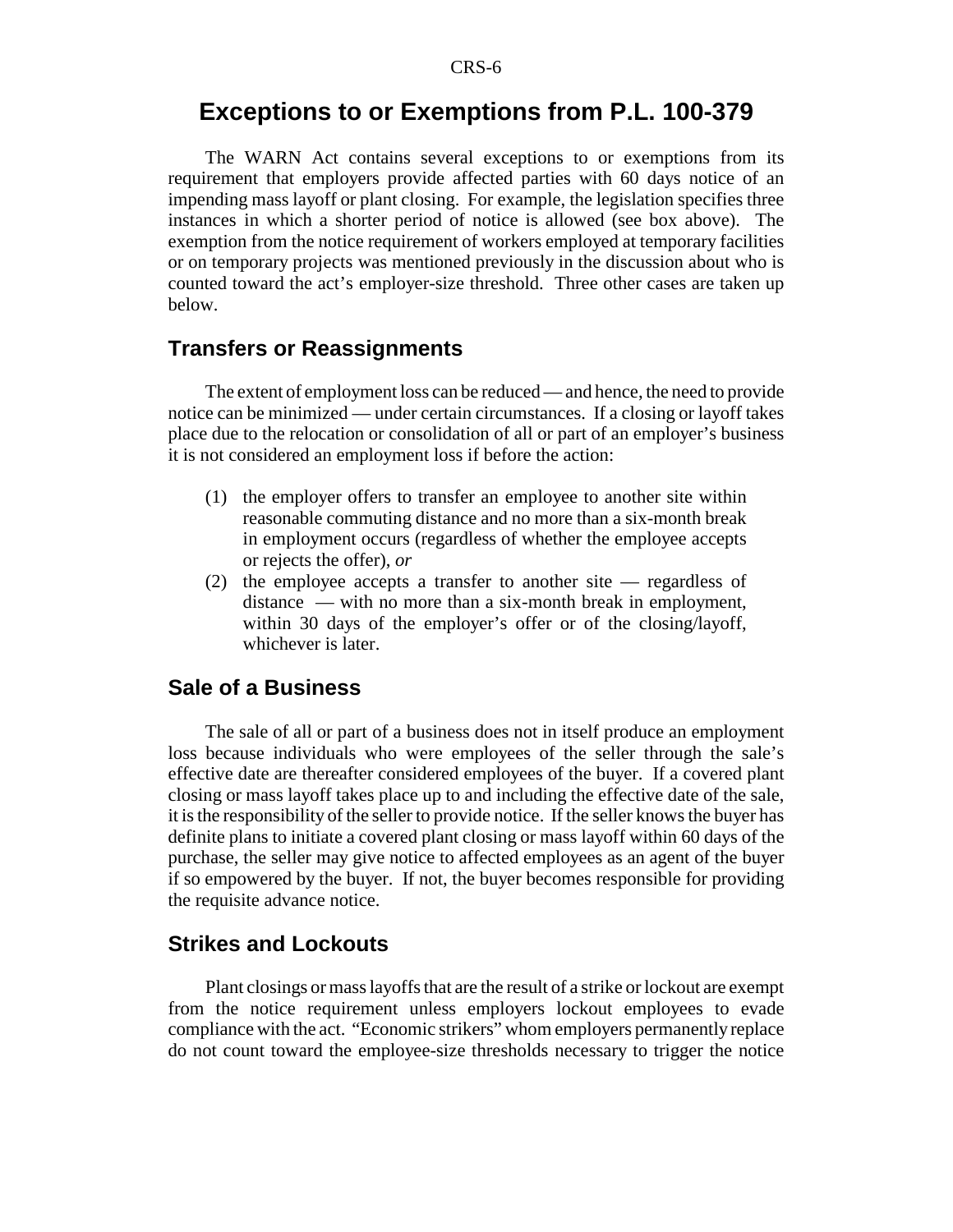## Exceptions to or Exemptions from P.L. 100-379

The WARN Act contains several exceptions to or exemptions from its requirement that employers provide affected parties with 60 days notice of an impending mass layoff or plant closing. For example, the legislation specifies three instances in which a shorter period of notice is allowed (see box above). The exemption from the notice requirement of workers employed at temporary facilities or on temporary projects was mentioned previously in the discussion about who is counted toward the act's employer-size threshold. Three other cases are taken up below.

### Transfers or Reassignments

The extent of employment loss can be reduced — and hence, the need to provide notice can be minimized — under certain circumstances. If a closing or layoff takes place due to the relocation or consolidation of all or part of an employer's business it is not considered an employment loss if before the action:

(1) the employer offers to transfer an employee to another site within reasonable commuting distance and no more than a six-month break in employment occurs (regardless of whether the employee accepts or rejects the offer), *or*

(2) the employee accepts a transfer to another site — regardless of distance — with no more than a six-month break in employment, within 30 days of the employer's offer or of the closing/layoff, whichever is later.

### Sale of a Business

The sale of all or part of a business does not in itself produce an employment loss because individuals who were employees of the seller through the sale's effective date are thereafter considered employees of the buyer. If a covered plant closing or mass layoff takes place up to and including the effective date of the sale, it is the responsibility of the seller to provide notice. If the seller knows the buyer has definite plans to initiate a covered plant closing or mass layoff within 60 days of the purchase, the seller may give notice to affected employees as an agent of the buyer if so empowered by the buyer. If not, the buyer becomes responsible for providing the requisite advance notice.

### Strikes and Lockouts

Plant closings or mass layoffs that are the result of a strike or lockout are exempt from the notice requirement unless employers lockout employees to evade compliance with the act. "Economic strikers" whom employers permanently replace do not count toward the employee-size thresholds necessary to trigger the notice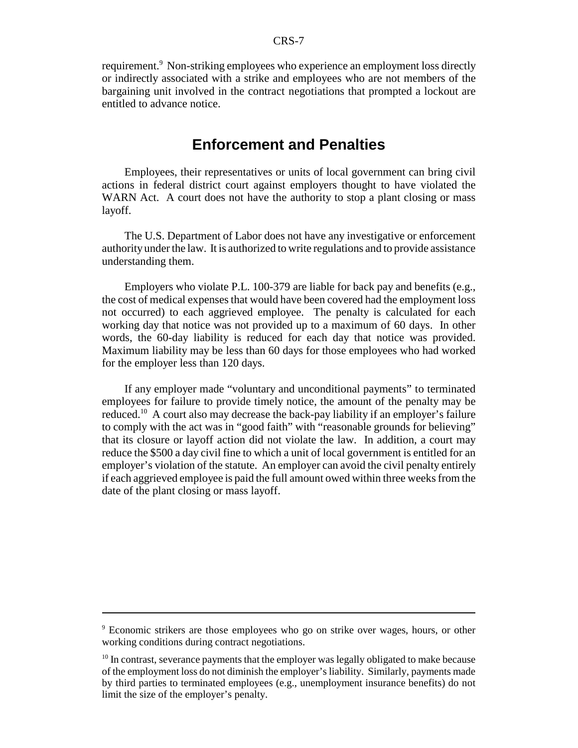requirement.[9] Non-striking employees who experience an employment loss directly or indirectly associated with a strike and employees who are not members of the bargaining unit involved in the contract negotiations that prompted a lockout are entitled to advance notice.

## Enforcement and Penalties

Employees, their representatives or units of local government can bring civil actions in federal district court against employers thought to have violated the WARN Act. A court does not have the authority to stop a plant closing or mass layoff.

The U.S. Department of Labor does not have any investigative or enforcement authority under the law. It is authorized to write regulations and to provide assistance understanding them.

Employers who violate P.L. 100-379 are liable for back pay and benefits (e.g., the cost of medical expenses that would have been covered had the employment loss not occurred) to each aggrieved employee. The penalty is calculated for each working day that notice was not provided up to a maximum of 60 days. In other words, the 60-day liability is reduced for each day that notice was provided. Maximum liability may be less than 60 days for those employees who had worked for the employer less than 120 days.

If any employer made "voluntary and unconditional payments" to terminated employees for failure to provide timely notice, the amount of the penalty may be reduced.[10] A court also may decrease the back-pay liability if an employer's failure to comply with the act was in "good faith" with "reasonable grounds for believing" that its closure or layoff action did not violate the law. In addition, a court may reduce the $500 a day civil fine to which a unit of local government is entitled for an employer's violation of the statute. An employer can avoid the civil penalty entirely if each aggrieved employee is paid the full amount owed within three weeks from the date of the plant closing or mass layoff.

---

[9] Economic strikers are those employees who go on strike over wages, hours, or other working conditions during contract negotiations.

[10] In contrast, severance payments that the employer was legally obligated to make because of the employment loss do not diminish the employer's liability. Similarly, payments made by third parties to terminated employees (e.g., unemployment insurance benefits) do not limit the size of the employer's penalty.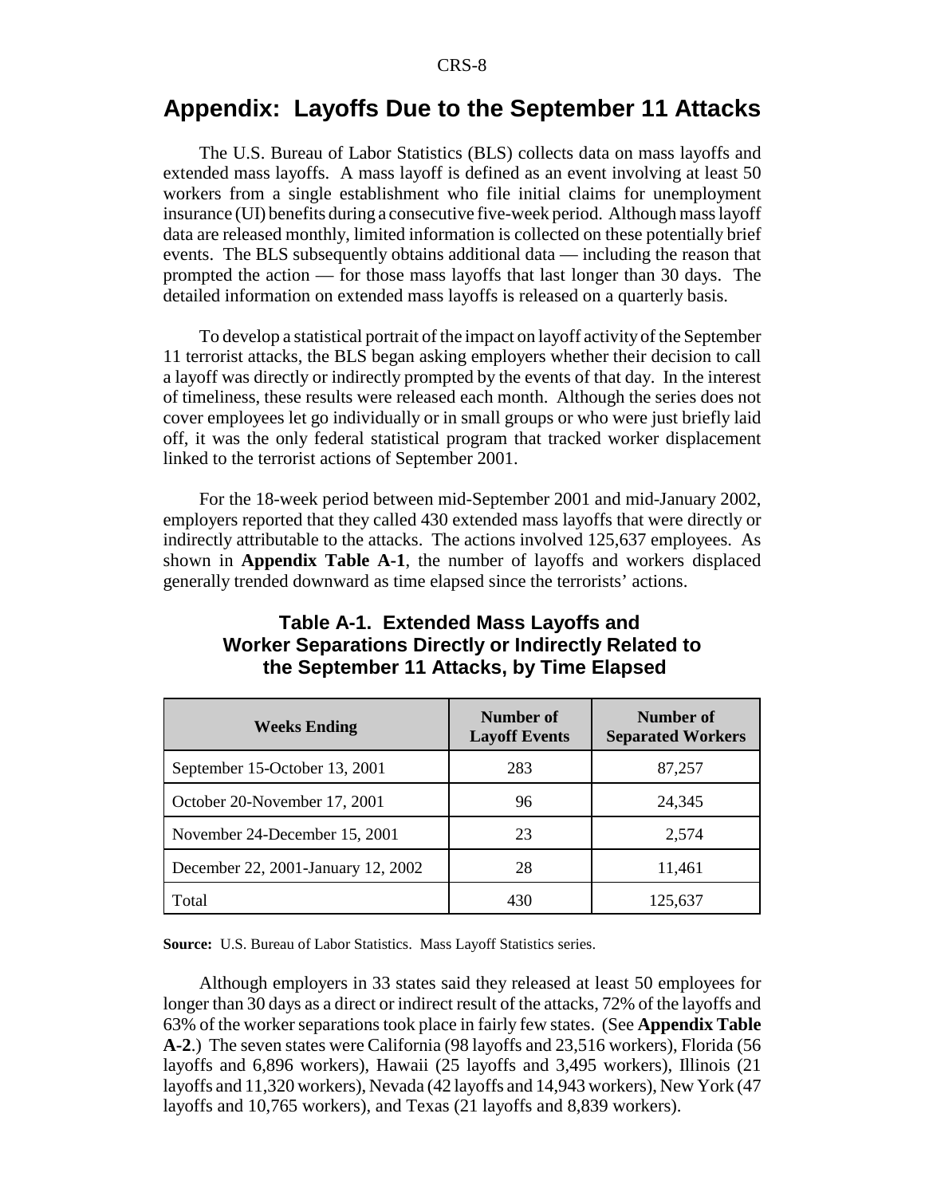## Appendix: Layoffs Due to the September 11 Attacks

The U.S. Bureau of Labor Statistics (BLS) collects data on mass layoffs and extended mass layoffs. A mass layoff is defined as an event involving at least 50 workers from a single establishment who file initial claims for unemployment insurance (UI) benefits during a consecutive five-week period. Although mass layoff data are released monthly, limited information is collected on these potentially brief events. The BLS subsequently obtains additional data — including the reason that prompted the action — for those mass layoffs that last longer than 30 days. The detailed information on extended mass layoffs is released on a quarterly basis.

To develop a statistical portrait of the impact on layoff activity of the September 11 terrorist attacks, the BLS began asking employers whether their decision to call a layoff was directly or indirectly prompted by the events of that day. In the interest of timeliness, these results were released each month. Although the series does not cover employees let go individually or in small groups or who were just briefly laid off, it was the only federal statistical program that tracked worker displacement linked to the terrorist actions of September 2001.

For the 18-week period between mid-September 2001 and mid-January 2002, employers reported that they called 430 extended mass layoffs that were directly or indirectly attributable to the attacks. The actions involved 125,637 employees. As shown in **Appendix Table A-1**, the number of layoffs and workers displaced generally trended downward as time elapsed since the terrorists' actions.

### Table A-1. Extended Mass Layoffs and Worker Separations Directly or Indirectly Related to the September 11 Attacks, by Time Elapsed

| Weeks Ending | Number of Layoff Events | Number of Separated Workers |
|---|---|---|
| September 15-October 13, 2001 | 283 | 87,257 |
| October 20-November 17, 2001 | 96 | 24,345 |
| November 24-December 15, 2001 | 23 | 2,574 |
| December 22, 2001-January 12, 2002 | 28 | 11,461 |
| Total | 430 | 125,637 |

**Source:** U.S. Bureau of Labor Statistics. Mass Layoff Statistics series.

Although employers in 33 states said they released at least 50 employees for longer than 30 days as a direct or indirect result of the attacks, 72% of the layoffs and 63% of the worker separations took place in fairly few states. (See **Appendix Table A-2**.) The seven states were California (98 layoffs and 23,516 workers), Florida (56 layoffs and 6,896 workers), Hawaii (25 layoffs and 3,495 workers), Illinois (21 layoffs and 11,320 workers), Nevada (42 layoffs and 14,943 workers), New York (47 layoffs and 10,765 workers), and Texas (21 layoffs and 8,839 workers).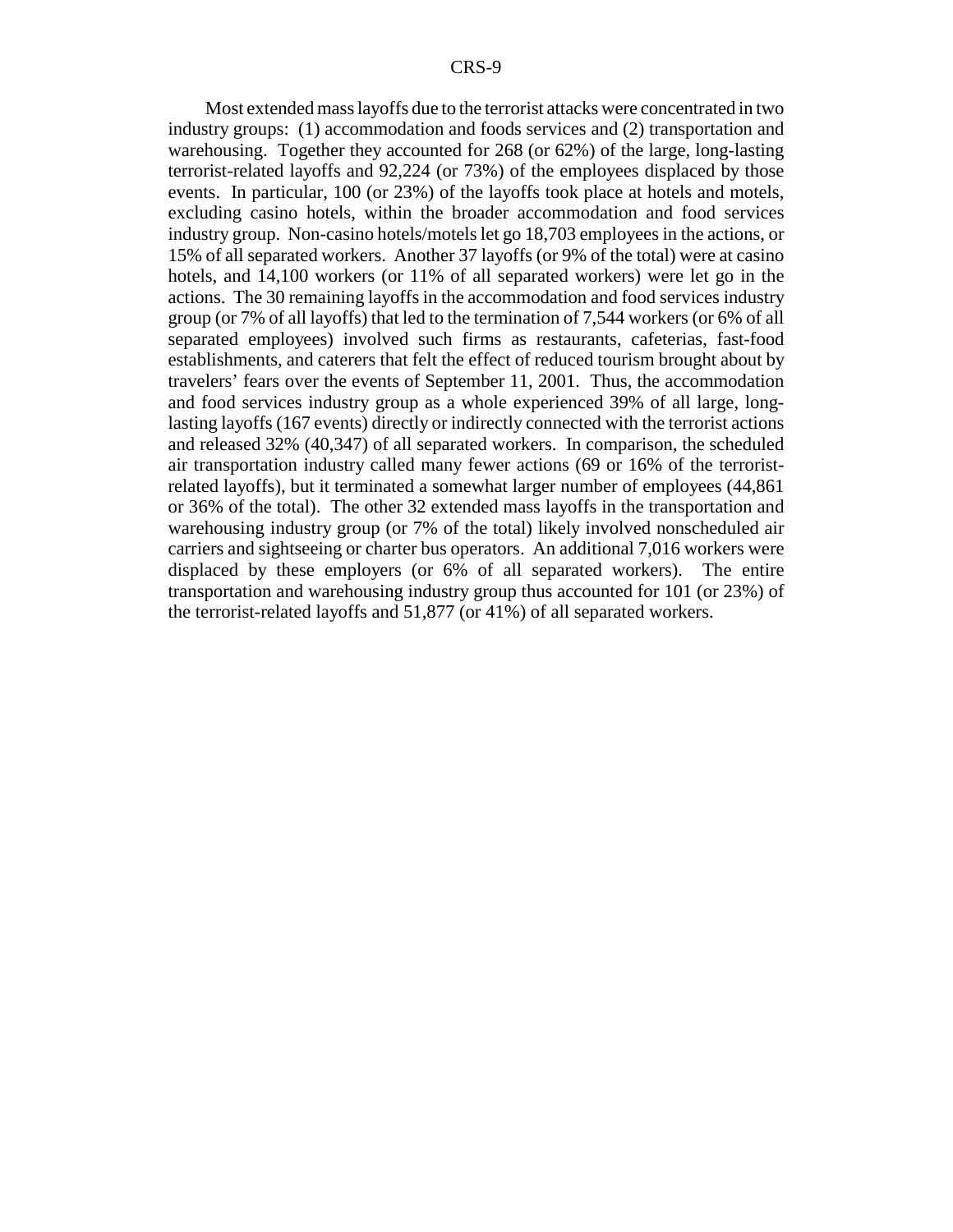Most extended mass layoffs due to the terrorist attacks were concentrated in two industry groups: (1) accommodation and foods services and (2) transportation and warehousing. Together they accounted for 268 (or 62%) of the large, long-lasting terrorist-related layoffs and 92,224 (or 73%) of the employees displaced by those events. In particular, 100 (or 23%) of the layoffs took place at hotels and motels, excluding casino hotels, within the broader accommodation and food services industry group. Non-casino hotels/motels let go 18,703 employees in the actions, or 15% of all separated workers. Another 37 layoffs (or 9% of the total) were at casino hotels, and 14,100 workers (or 11% of all separated workers) were let go in the actions. The 30 remaining layoffs in the accommodation and food services industry group (or 7% of all layoffs) that led to the termination of 7,544 workers (or 6% of all separated employees) involved such firms as restaurants, cafeterias, fast-food establishments, and caterers that felt the effect of reduced tourism brought about by travelers' fears over the events of September 11, 2001. Thus, the accommodation and food services industry group as a whole experienced 39% of all large, long-lasting layoffs (167 events) directly or indirectly connected with the terrorist actions and released 32% (40,347) of all separated workers. In comparison, the scheduled air transportation industry called many fewer actions (69 or 16% of the terrorist-related layoffs), but it terminated a somewhat larger number of employees (44,861 or 36% of the total). The other 32 extended mass layoffs in the transportation and warehousing industry group (or 7% of the total) likely involved nonscheduled air carriers and sightseeing or charter bus operators. An additional 7,016 workers were displaced by these employers (or 6% of all separated workers). The entire transportation and warehousing industry group thus accounted for 101 (or 23%) of the terrorist-related layoffs and 51,877 (or 41%) of all separated workers.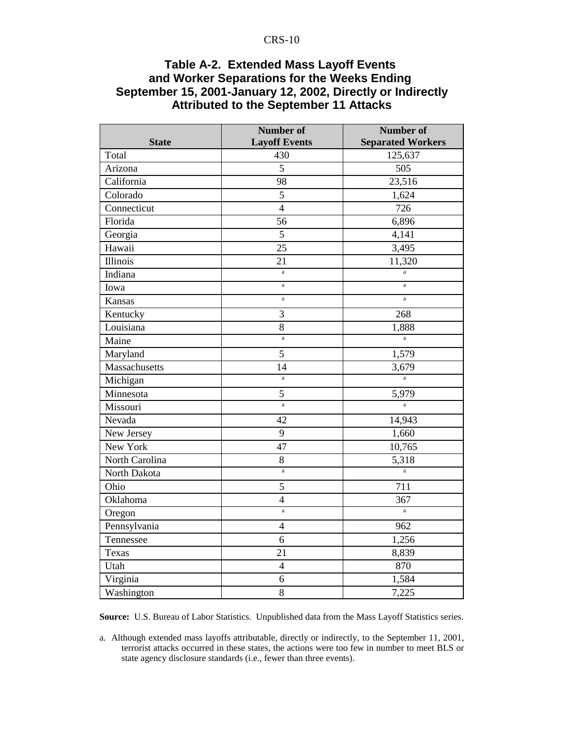## Table A-2. Extended Mass Layoff Events and Worker Separations for the Weeks Ending September 15, 2001-January 12, 2002, Directly or Indirectly Attributed to the September 11 Attacks

| State | Number of Layoff Events | Number of Separated Workers |
|---|---|---|
| Total | 430 | 125,637 |
| Arizona | 5 | 505 |
| California | 98 | 23,516 |
| Colorado | 5 | 1,624 |
| Connecticut | 4 | 726 |
| Florida | 56 | 6,896 |
| Georgia | 5 | 4,141 |
| Hawaii | 25 | 3,495 |
| Illinois | 21 | 11,320 |
| Indiana | [a] | [a] |
| Iowa | [a] | [a] |
| Kansas | [a] | [a] |
| Kentucky | 3 | 268 |
| Louisiana | 8 | 1,888 |
| Maine | [a] | [a] |
| Maryland | 5 | 1,579 |
| Massachusetts | 14 | 3,679 |
| Michigan | [a] | [a] |
| Minnesota | 5 | 5,979 |
| Missouri | [a] | [a] |
| Nevada | 42 | 14,943 |
| New Jersey | 9 | 1,660 |
| New York | 47 | 10,765 |
| North Carolina | 8 | 5,318 |
| North Dakota | [a] | [a] |
| Ohio | 5 | 711 |
| Oklahoma | 4 | 367 |
| Oregon | [a] | [a] |
| Pennsylvania | 4 | 962 |
| Tennessee | 6 | 1,256 |
| Texas | 21 | 8,839 |
| Utah | 4 | 870 |
| Virginia | 6 | 1,584 |
| Washington | 8 | 7,225 |

**Source:** U.S. Bureau of Labor Statistics. Unpublished data from the Mass Layoff Statistics series.

a. Although extended mass layoffs attributable, directly or indirectly, to the September 11, 2001, terrorist attacks occurred in these states, the actions were too few in number to meet BLS or state agency disclosure standards (i.e., fewer than three events).